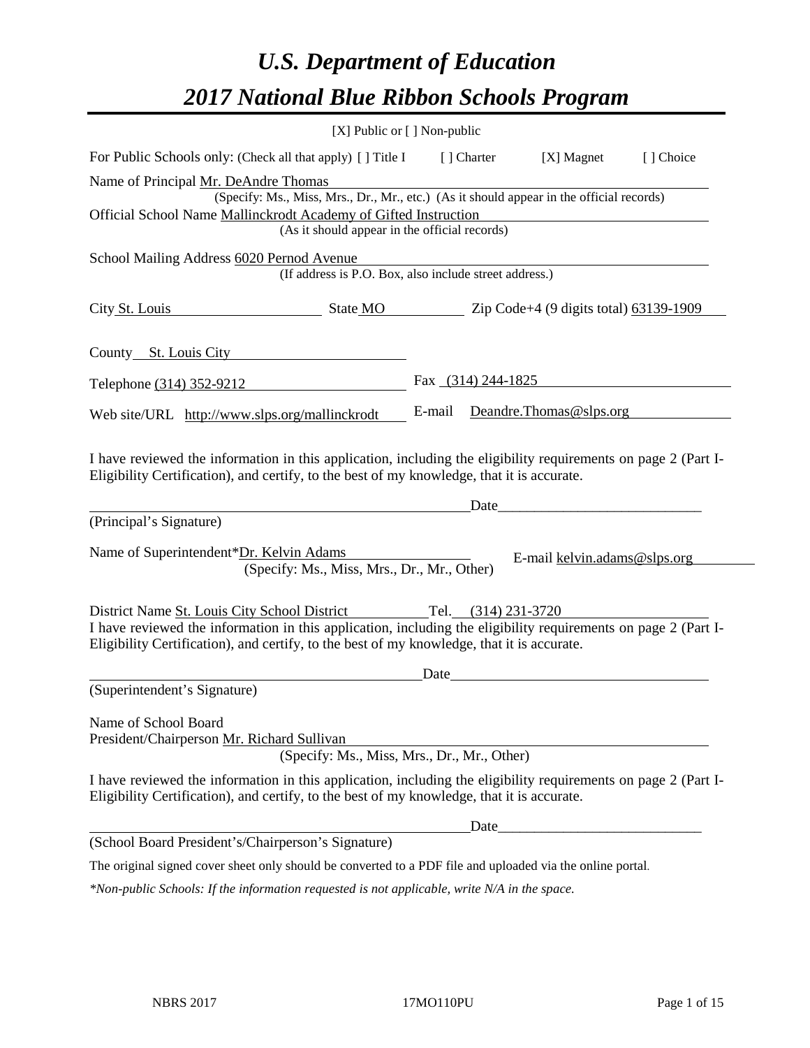# *U.S. Department of Education*

# *2017 National Blue Ribbon Schools Program*

[X] Public or [ ] Non-public

For Public Schools only: (Check all that apply) [ ] Title I [ ] Charter [X] Magnet [ ] Choice

Name of Principal Mr. DeAndre Thomas
(Specify: Ms., Miss, Mrs., Dr., Mr., etc.) (As it should appear in the official records)

Official School Name Mallinckrodt Academy of Gifted Instruction
(As it should appear in the official records)

School Mailing Address 6020 Pernod Avenue
(If address is P.O. Box, also include street address.)

City St. Louis State MO Zip Code+4 (9 digits total) 63139-1909

County St. Louis City

Telephone (314) 352-9212 Fax (314) 244-1825

Web site/URL http://www.slps.org/mallinckrodt E-mail Deandre.Thomas@slps.org

I have reviewed the information in this application, including the eligibility requirements on page 2 (Part I-Eligibility Certification), and certify, to the best of my knowledge, that it is accurate.

_______________________________________ Date_______________________
(Principal's Signature)

Name of Superintendent*Dr. Kelvin Adams E-mail kelvin.adams@slps.org
(Specify: Ms., Miss, Mrs., Dr., Mr., Other)

District Name St. Louis City School District Tel. (314) 231-3720

I have reviewed the information in this application, including the eligibility requirements on page 2 (Part I-Eligibility Certification), and certify, to the best of my knowledge, that it is accurate.

_______________________________________ Date_______________________
(Superintendent's Signature)

Name of School Board
President/Chairperson Mr. Richard Sullivan
(Specify: Ms., Miss, Mrs., Dr., Mr., Other)

I have reviewed the information in this application, including the eligibility requirements on page 2 (Part I-Eligibility Certification), and certify, to the best of my knowledge, that it is accurate.

_______________________________________ Date_______________________
(School Board President's/Chairperson's Signature)

The original signed cover sheet only should be converted to a PDF file and uploaded via the online portal.

*\*Non-public Schools: If the information requested is not applicable, write N/A in the space.*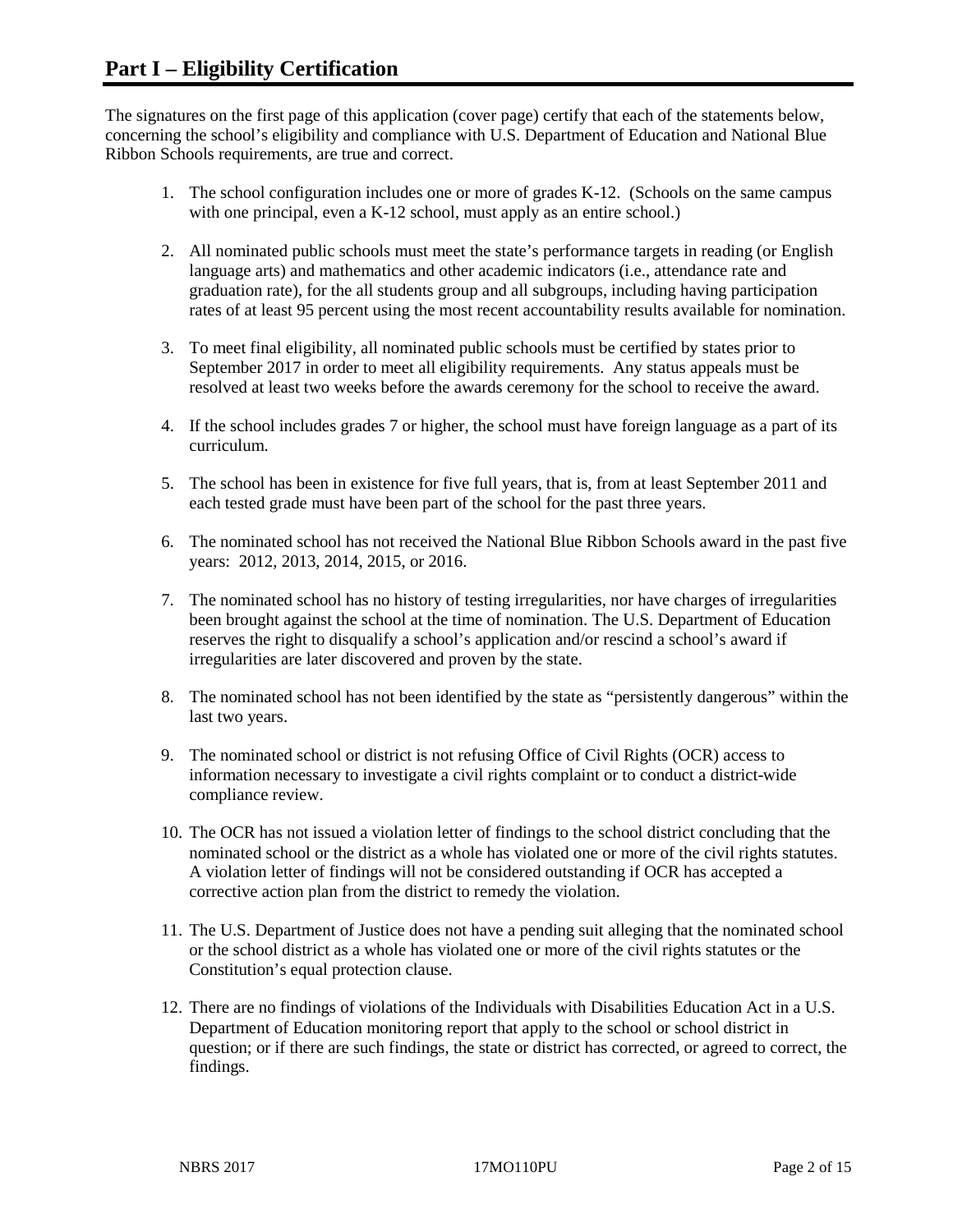## Part I – Eligibility Certification

The signatures on the first page of this application (cover page) certify that each of the statements below, concerning the school's eligibility and compliance with U.S. Department of Education and National Blue Ribbon Schools requirements, are true and correct.

1. The school configuration includes one or more of grades K-12. (Schools on the same campus with one principal, even a K-12 school, must apply as an entire school.)

2. All nominated public schools must meet the state's performance targets in reading (or English language arts) and mathematics and other academic indicators (i.e., attendance rate and graduation rate), for the all students group and all subgroups, including having participation rates of at least 95 percent using the most recent accountability results available for nomination.

3. To meet final eligibility, all nominated public schools must be certified by states prior to September 2017 in order to meet all eligibility requirements. Any status appeals must be resolved at least two weeks before the awards ceremony for the school to receive the award.

4. If the school includes grades 7 or higher, the school must have foreign language as a part of its curriculum.

5. The school has been in existence for five full years, that is, from at least September 2011 and each tested grade must have been part of the school for the past three years.

6. The nominated school has not received the National Blue Ribbon Schools award in the past five years: 2012, 2013, 2014, 2015, or 2016.

7. The nominated school has no history of testing irregularities, nor have charges of irregularities been brought against the school at the time of nomination. The U.S. Department of Education reserves the right to disqualify a school's application and/or rescind a school's award if irregularities are later discovered and proven by the state.

8. The nominated school has not been identified by the state as "persistently dangerous" within the last two years.

9. The nominated school or district is not refusing Office of Civil Rights (OCR) access to information necessary to investigate a civil rights complaint or to conduct a district-wide compliance review.

10. The OCR has not issued a violation letter of findings to the school district concluding that the nominated school or the district as a whole has violated one or more of the civil rights statutes. A violation letter of findings will not be considered outstanding if OCR has accepted a corrective action plan from the district to remedy the violation.

11. The U.S. Department of Justice does not have a pending suit alleging that the nominated school or the school district as a whole has violated one or more of the civil rights statutes or the Constitution's equal protection clause.

12. There are no findings of violations of the Individuals with Disabilities Education Act in a U.S. Department of Education monitoring report that apply to the school or school district in question; or if there are such findings, the state or district has corrected, or agreed to correct, the findings.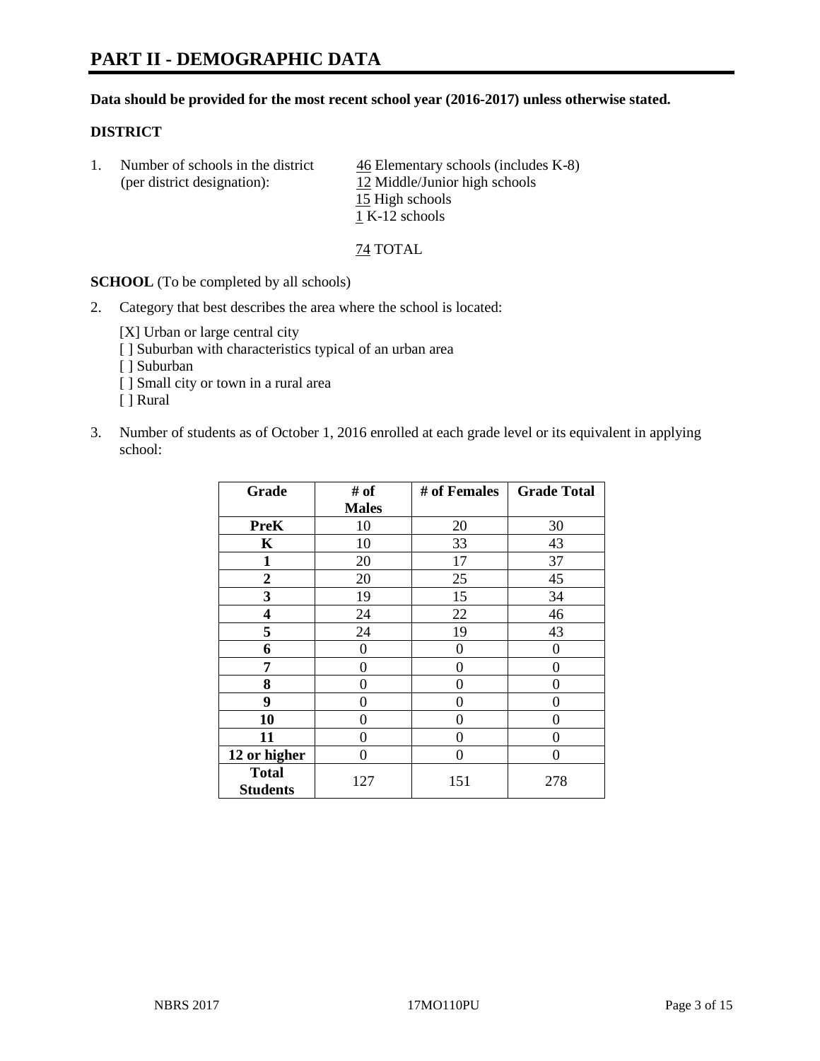# PART II - DEMOGRAPHIC DATA

**Data should be provided for the most recent school year (2016-2017) unless otherwise stated.**

**DISTRICT**

1. Number of schools in the district (per district designation):
   46 Elementary schools (includes K-8)
   12 Middle/Junior high schools
   15 High schools
   1 K-12 schools

   74 TOTAL

**SCHOOL** (To be completed by all schools)

2. Category that best describes the area where the school is located:

   [X] Urban or large central city
   [ ] Suburban with characteristics typical of an urban area
   [ ] Suburban
   [ ] Small city or town in a rural area
   [ ] Rural

3. Number of students as of October 1, 2016 enrolled at each grade level or its equivalent in applying school:

| Grade | # of Males | # of Females | Grade Total |
|---|---|---|---|
| **PreK** | 10 | 20 | 30 |
| **K** | 10 | 33 | 43 |
| **1** | 20 | 17 | 37 |
| **2** | 20 | 25 | 45 |
| **3** | 19 | 15 | 34 |
| **4** | 24 | 22 | 46 |
| **5** | 24 | 19 | 43 |
| **6** | 0 | 0 | 0 |
| **7** | 0 | 0 | 0 |
| **8** | 0 | 0 | 0 |
| **9** | 0 | 0 | 0 |
| **10** | 0 | 0 | 0 |
| **11** | 0 | 0 | 0 |
| **12 or higher** | 0 | 0 | 0 |
| **Total Students** | 127 | 151 | 278 |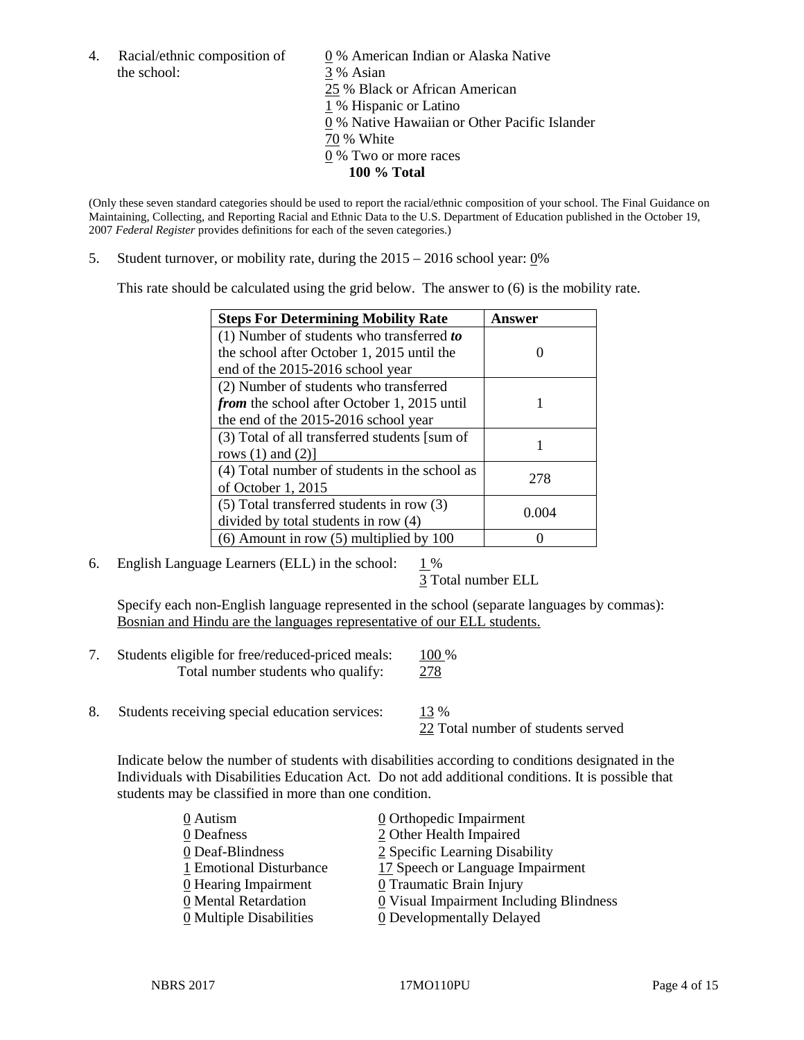4. Racial/ethnic composition of the school:

0 % American Indian or Alaska Native
3 % Asian
25 % Black or African American
1 % Hispanic or Latino
0 % Native Hawaiian or Other Pacific Islander
70 % White
0 % Two or more races
**100 % Total**

(Only these seven standard categories should be used to report the racial/ethnic composition of your school. The Final Guidance on Maintaining, Collecting, and Reporting Racial and Ethnic Data to the U.S. Department of Education published in the October 19, 2007 *Federal Register* provides definitions for each of the seven categories.)

5. Student turnover, or mobility rate, during the 2015 – 2016 school year: 0%

This rate should be calculated using the grid below. The answer to (6) is the mobility rate.

| **Steps For Determining Mobility Rate** | **Answer** |
|---|---|
| (1) Number of students who transferred ***to*** the school after October 1, 2015 until the end of the 2015-2016 school year | 0 |
| (2) Number of students who transferred ***from*** the school after October 1, 2015 until the end of the 2015-2016 school year | 1 |
| (3) Total of all transferred students [sum of rows (1) and (2)] | 1 |
| (4) Total number of students in the school as of October 1, 2015 | 278 |
| (5) Total transferred students in row (3) divided by total students in row (4) | 0.004 |
| (6) Amount in row (5) multiplied by 100 | 0 |

6. English Language Learners (ELL) in the school: 1 %
3 Total number ELL

Specify each non-English language represented in the school (separate languages by commas):
Bosnian and Hindu are the languages representative of our ELL students.

7. Students eligible for free/reduced-priced meals: 100 %
Total number students who qualify: 278

8. Students receiving special education services: 13 %
22 Total number of students served

Indicate below the number of students with disabilities according to conditions designated in the Individuals with Disabilities Education Act. Do not add additional conditions. It is possible that students may be classified in more than one condition.

0 Autism
0 Deafness
0 Deaf-Blindness
1 Emotional Disturbance
0 Hearing Impairment
0 Mental Retardation
0 Multiple Disabilities
0 Orthopedic Impairment
2 Other Health Impaired
2 Specific Learning Disability
17 Speech or Language Impairment
0 Traumatic Brain Injury
0 Visual Impairment Including Blindness
0 Developmentally Delayed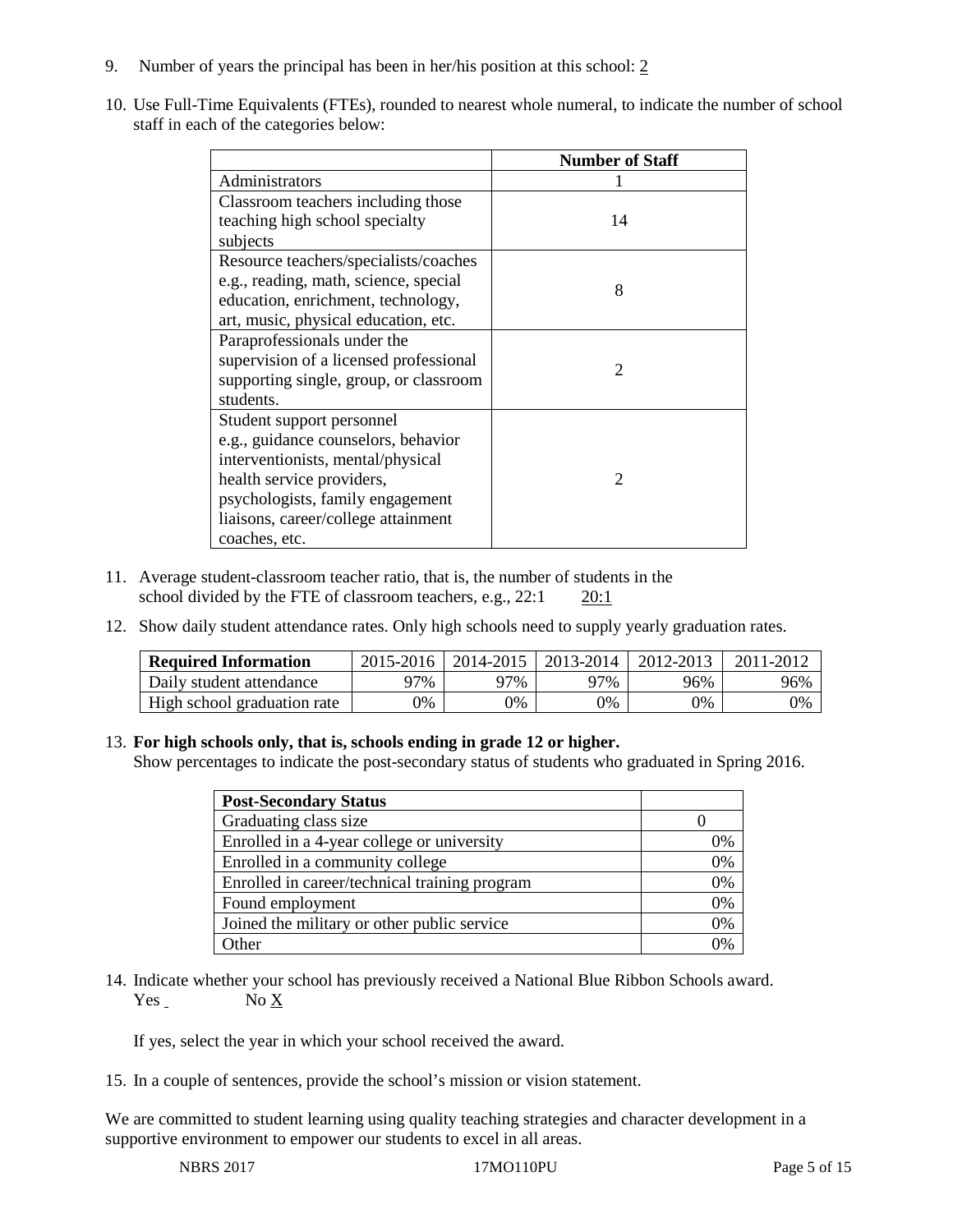9. Number of years the principal has been in her/his position at this school: 2

10. Use Full-Time Equivalents (FTEs), rounded to nearest whole numeral, to indicate the number of school staff in each of the categories below:

| | Number of Staff |
|---|---|
| Administrators | 1 |
| Classroom teachers including those teaching high school specialty subjects | 14 |
| Resource teachers/specialists/coaches e.g., reading, math, science, special education, enrichment, technology, art, music, physical education, etc. | 8 |
| Paraprofessionals under the supervision of a licensed professional supporting single, group, or classroom students. | 2 |
| Student support personnel e.g., guidance counselors, behavior interventionists, mental/physical health service providers, psychologists, family engagement liaisons, career/college attainment coaches, etc. | 2 |

11. Average student-classroom teacher ratio, that is, the number of students in the school divided by the FTE of classroom teachers, e.g., 22:1 20:1

12. Show daily student attendance rates. Only high schools need to supply yearly graduation rates.

| Required Information | 2015-2016 | 2014-2015 | 2013-2014 | 2012-2013 | 2011-2012 |
|---|---|---|---|---|---|
| Daily student attendance | 97% | 97% | 97% | 96% | 96% |
| High school graduation rate | 0% | 0% | 0% | 0% | 0% |

13. **For high schools only, that is, schools ending in grade 12 or higher.**
Show percentages to indicate the post-secondary status of students who graduated in Spring 2016.

| Post-Secondary Status | |
|---|---|
| Graduating class size | 0 |
| Enrolled in a 4-year college or university | 0% |
| Enrolled in a community college | 0% |
| Enrolled in career/technical training program | 0% |
| Found employment | 0% |
| Joined the military or other public service | 0% |
| Other | 0% |

14. Indicate whether your school has previously received a National Blue Ribbon Schools award.
Yes No X

If yes, select the year in which your school received the award.

15. In a couple of sentences, provide the school's mission or vision statement.

We are committed to student learning using quality teaching strategies and character development in a supportive environment to empower our students to excel in all areas.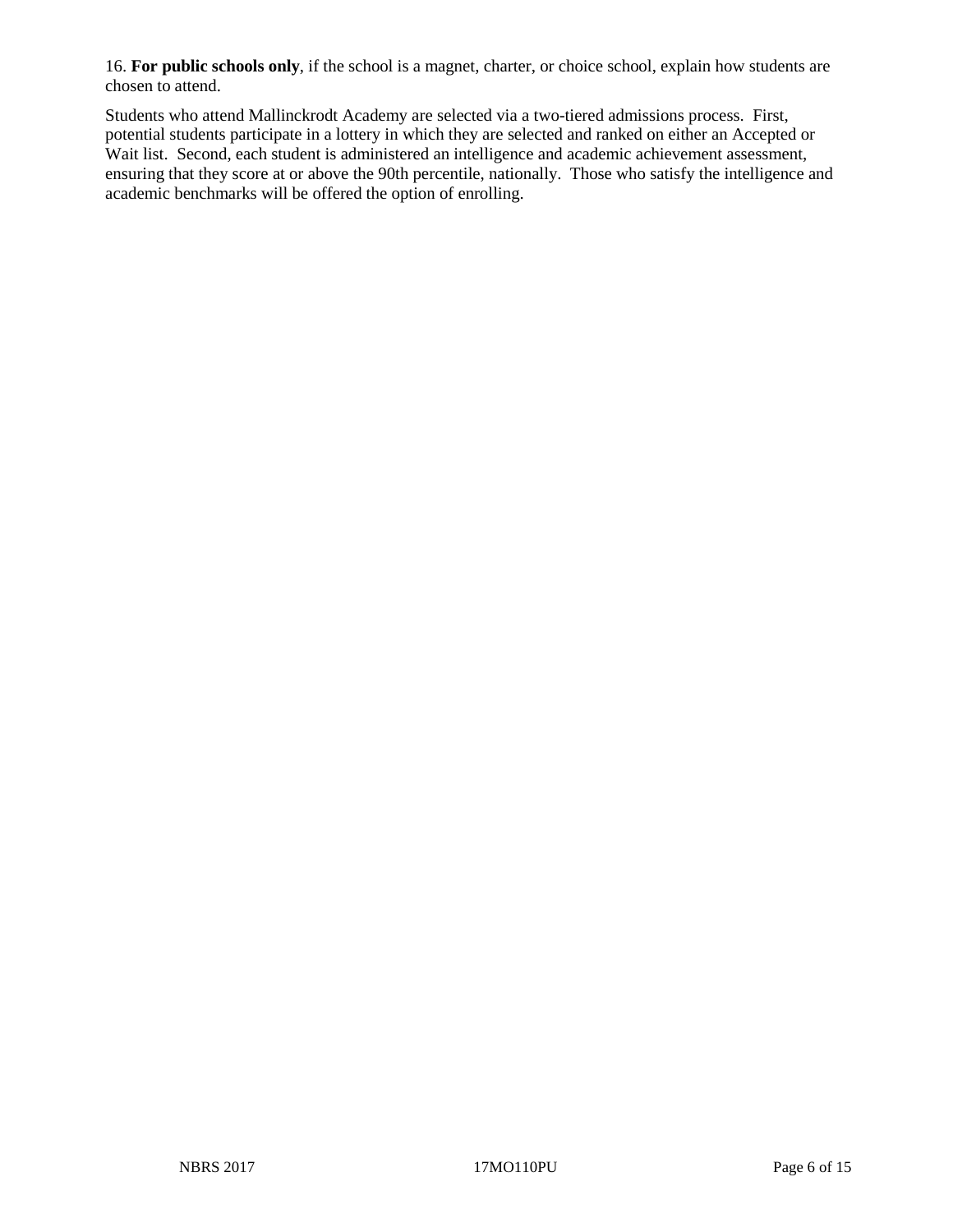16. **For public schools only**, if the school is a magnet, charter, or choice school, explain how students are chosen to attend.

Students who attend Mallinckrodt Academy are selected via a two-tiered admissions process. First, potential students participate in a lottery in which they are selected and ranked on either an Accepted or Wait list. Second, each student is administered an intelligence and academic achievement assessment, ensuring that they score at or above the 90th percentile, nationally. Those who satisfy the intelligence and academic benchmarks will be offered the option of enrolling.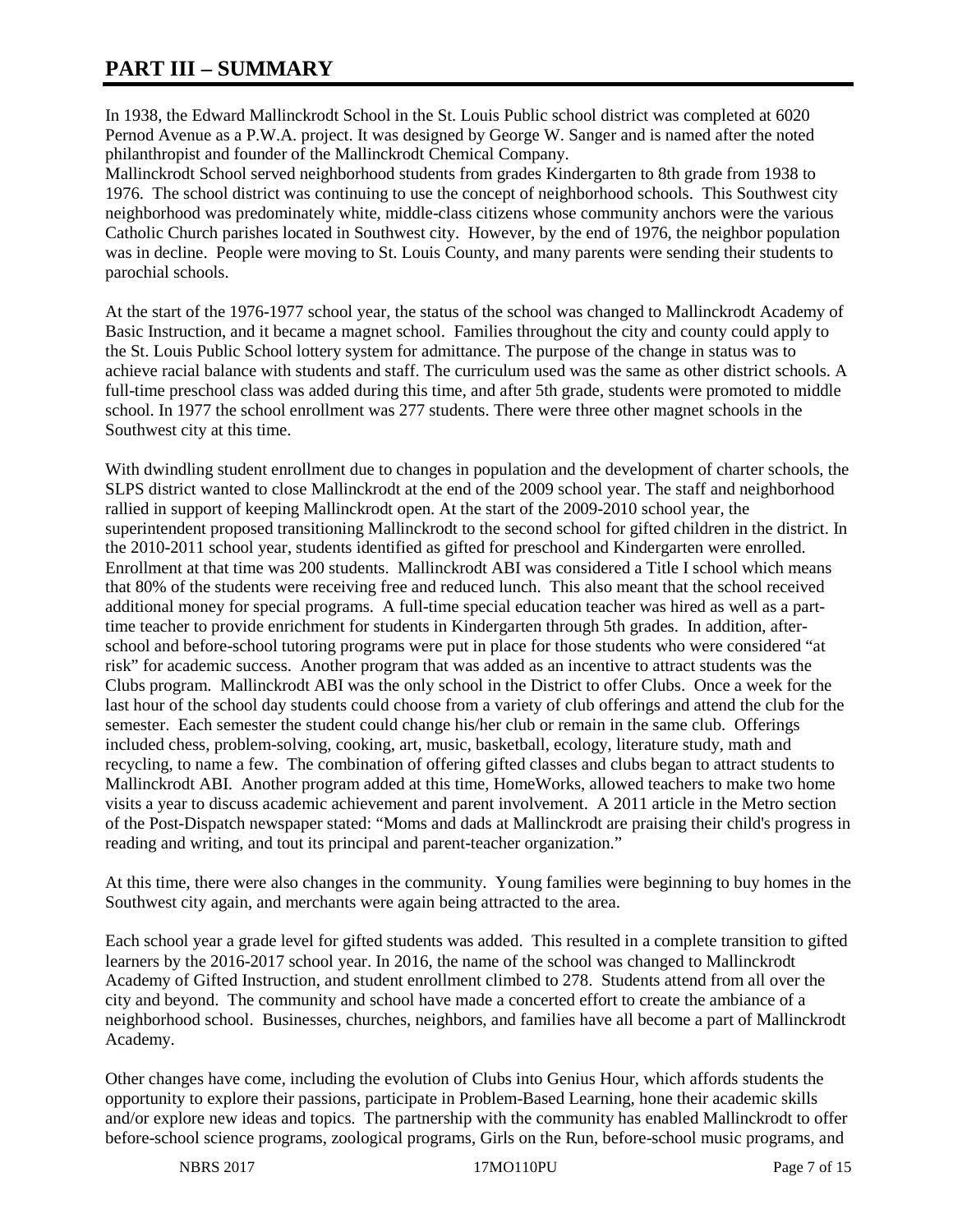# PART III – SUMMARY

In 1938, the Edward Mallinckrodt School in the St. Louis Public school district was completed at 6020 Pernod Avenue as a P.W.A. project. It was designed by George W. Sanger and is named after the noted philanthropist and founder of the Mallinckrodt Chemical Company.
Mallinckrodt School served neighborhood students from grades Kindergarten to 8th grade from 1938 to 1976. The school district was continuing to use the concept of neighborhood schools. This Southwest city neighborhood was predominately white, middle-class citizens whose community anchors were the various Catholic Church parishes located in Southwest city. However, by the end of 1976, the neighbor population was in decline. People were moving to St. Louis County, and many parents were sending their students to parochial schools.

At the start of the 1976-1977 school year, the status of the school was changed to Mallinckrodt Academy of Basic Instruction, and it became a magnet school. Families throughout the city and county could apply to the St. Louis Public School lottery system for admittance. The purpose of the change in status was to achieve racial balance with students and staff. The curriculum used was the same as other district schools. A full-time preschool class was added during this time, and after 5th grade, students were promoted to middle school. In 1977 the school enrollment was 277 students. There were three other magnet schools in the Southwest city at this time.

With dwindling student enrollment due to changes in population and the development of charter schools, the SLPS district wanted to close Mallinckrodt at the end of the 2009 school year. The staff and neighborhood rallied in support of keeping Mallinckrodt open. At the start of the 2009-2010 school year, the superintendent proposed transitioning Mallinckrodt to the second school for gifted children in the district. In the 2010-2011 school year, students identified as gifted for preschool and Kindergarten were enrolled. Enrollment at that time was 200 students. Mallinckrodt ABI was considered a Title I school which means that 80% of the students were receiving free and reduced lunch. This also meant that the school received additional money for special programs. A full-time special education teacher was hired as well as a part-time teacher to provide enrichment for students in Kindergarten through 5th grades. In addition, after-school and before-school tutoring programs were put in place for those students who were considered "at risk" for academic success. Another program that was added as an incentive to attract students was the Clubs program. Mallinckrodt ABI was the only school in the District to offer Clubs. Once a week for the last hour of the school day students could choose from a variety of club offerings and attend the club for the semester. Each semester the student could change his/her club or remain in the same club. Offerings included chess, problem-solving, cooking, art, music, basketball, ecology, literature study, math and recycling, to name a few. The combination of offering gifted classes and clubs began to attract students to Mallinckrodt ABI. Another program added at this time, HomeWorks, allowed teachers to make two home visits a year to discuss academic achievement and parent involvement. A 2011 article in the Metro section of the Post-Dispatch newspaper stated: "Moms and dads at Mallinckrodt are praising their child's progress in reading and writing, and tout its principal and parent-teacher organization."

At this time, there were also changes in the community. Young families were beginning to buy homes in the Southwest city again, and merchants were again being attracted to the area.

Each school year a grade level for gifted students was added. This resulted in a complete transition to gifted learners by the 2016-2017 school year. In 2016, the name of the school was changed to Mallinckrodt Academy of Gifted Instruction, and student enrollment climbed to 278. Students attend from all over the city and beyond. The community and school have made a concerted effort to create the ambiance of a neighborhood school. Businesses, churches, neighbors, and families have all become a part of Mallinckrodt Academy.

Other changes have come, including the evolution of Clubs into Genius Hour, which affords students the opportunity to explore their passions, participate in Problem-Based Learning, hone their academic skills and/or explore new ideas and topics. The partnership with the community has enabled Mallinckrodt to offer before-school science programs, zoological programs, Girls on the Run, before-school music programs, and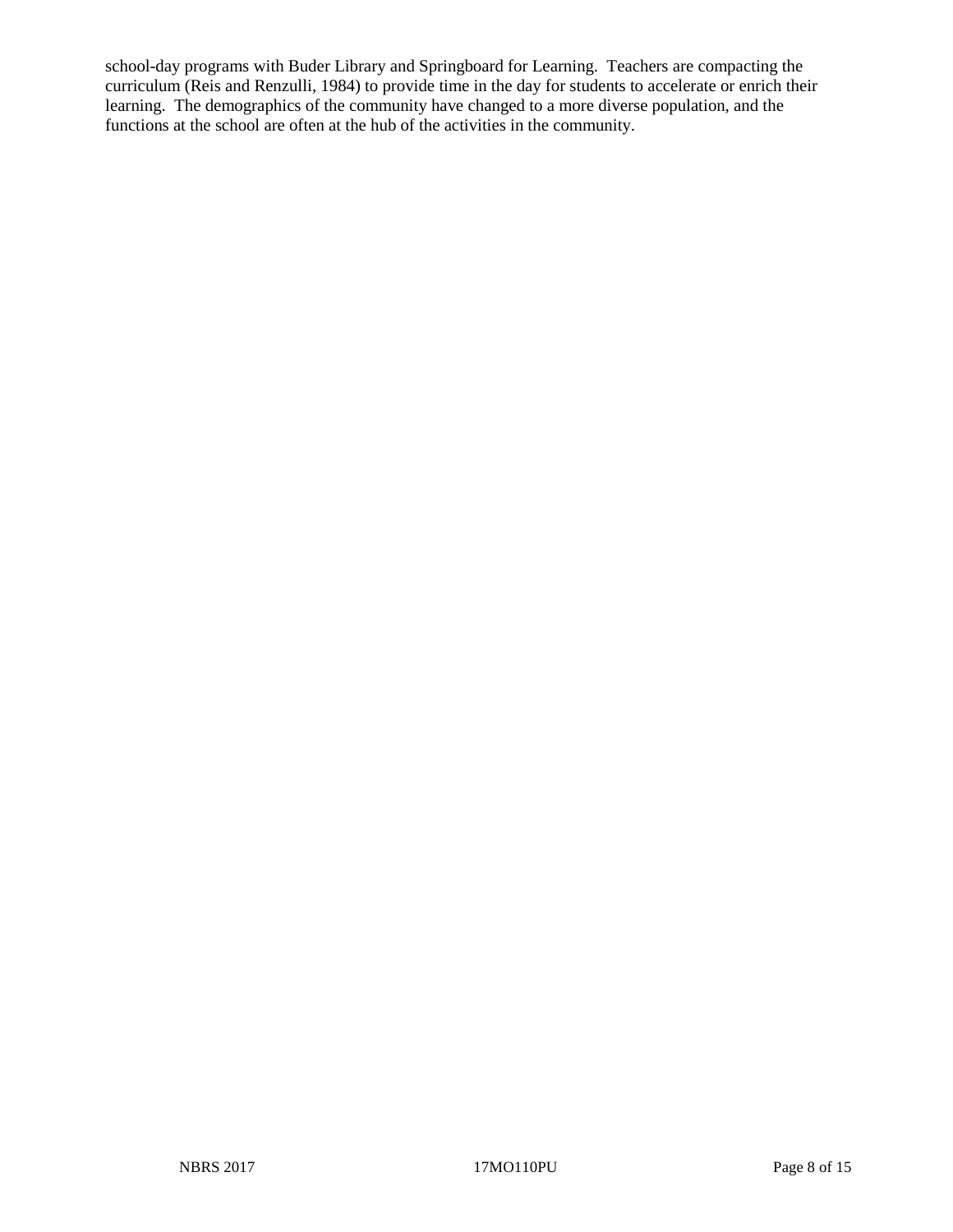school-day programs with Buder Library and Springboard for Learning. Teachers are compacting the curriculum (Reis and Renzulli, 1984) to provide time in the day for students to accelerate or enrich their learning. The demographics of the community have changed to a more diverse population, and the functions at the school are often at the hub of the activities in the community.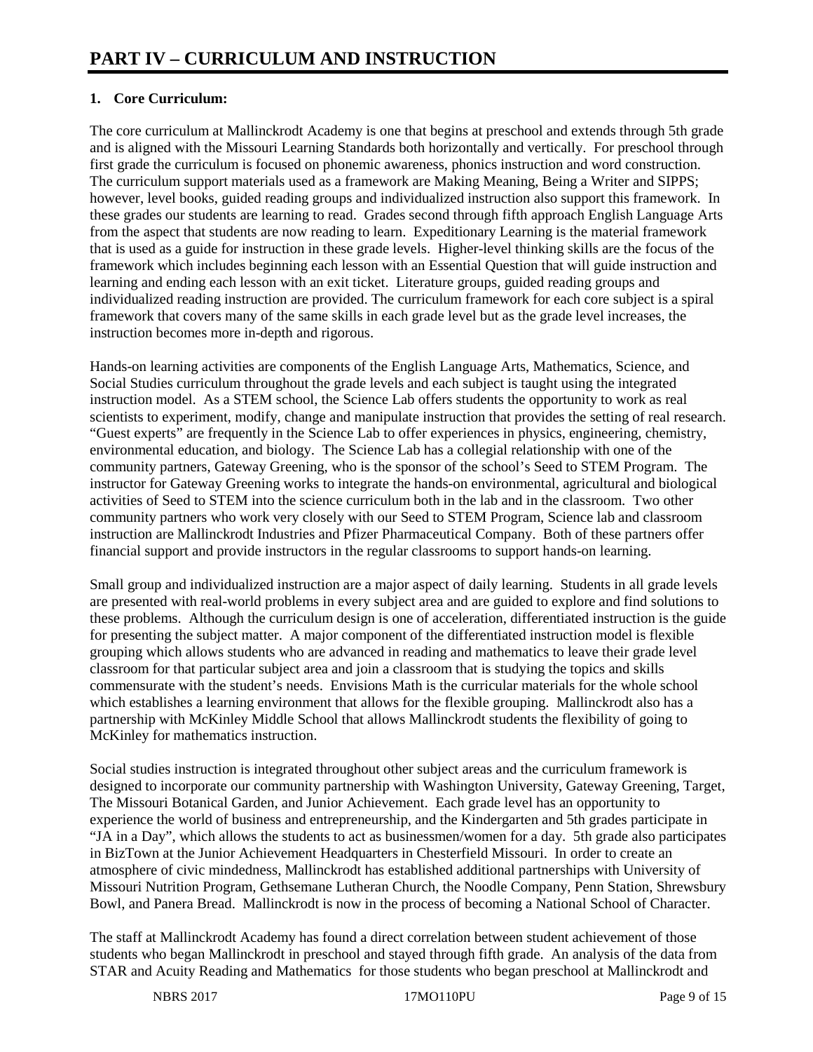# PART IV – CURRICULUM AND INSTRUCTION

**1. Core Curriculum:**

The core curriculum at Mallinckrodt Academy is one that begins at preschool and extends through 5th grade and is aligned with the Missouri Learning Standards both horizontally and vertically. For preschool through first grade the curriculum is focused on phonemic awareness, phonics instruction and word construction. The curriculum support materials used as a framework are Making Meaning, Being a Writer and SIPPS; however, level books, guided reading groups and individualized instruction also support this framework. In these grades our students are learning to read. Grades second through fifth approach English Language Arts from the aspect that students are now reading to learn. Expeditionary Learning is the material framework that is used as a guide for instruction in these grade levels. Higher-level thinking skills are the focus of the framework which includes beginning each lesson with an Essential Question that will guide instruction and learning and ending each lesson with an exit ticket. Literature groups, guided reading groups and individualized reading instruction are provided. The curriculum framework for each core subject is a spiral framework that covers many of the same skills in each grade level but as the grade level increases, the instruction becomes more in-depth and rigorous.

Hands-on learning activities are components of the English Language Arts, Mathematics, Science, and Social Studies curriculum throughout the grade levels and each subject is taught using the integrated instruction model. As a STEM school, the Science Lab offers students the opportunity to work as real scientists to experiment, modify, change and manipulate instruction that provides the setting of real research. "Guest experts" are frequently in the Science Lab to offer experiences in physics, engineering, chemistry, environmental education, and biology. The Science Lab has a collegial relationship with one of the community partners, Gateway Greening, who is the sponsor of the school's Seed to STEM Program. The instructor for Gateway Greening works to integrate the hands-on environmental, agricultural and biological activities of Seed to STEM into the science curriculum both in the lab and in the classroom. Two other community partners who work very closely with our Seed to STEM Program, Science lab and classroom instruction are Mallinckrodt Industries and Pfizer Pharmaceutical Company. Both of these partners offer financial support and provide instructors in the regular classrooms to support hands-on learning.

Small group and individualized instruction are a major aspect of daily learning. Students in all grade levels are presented with real-world problems in every subject area and are guided to explore and find solutions to these problems. Although the curriculum design is one of acceleration, differentiated instruction is the guide for presenting the subject matter. A major component of the differentiated instruction model is flexible grouping which allows students who are advanced in reading and mathematics to leave their grade level classroom for that particular subject area and join a classroom that is studying the topics and skills commensurate with the student's needs. Envisions Math is the curricular materials for the whole school which establishes a learning environment that allows for the flexible grouping. Mallinckrodt also has a partnership with McKinley Middle School that allows Mallinckrodt students the flexibility of going to McKinley for mathematics instruction.

Social studies instruction is integrated throughout other subject areas and the curriculum framework is designed to incorporate our community partnership with Washington University, Gateway Greening, Target, The Missouri Botanical Garden, and Junior Achievement. Each grade level has an opportunity to experience the world of business and entrepreneurship, and the Kindergarten and 5th grades participate in "JA in a Day", which allows the students to act as businessmen/women for a day. 5th grade also participates in BizTown at the Junior Achievement Headquarters in Chesterfield Missouri. In order to create an atmosphere of civic mindedness, Mallinckrodt has established additional partnerships with University of Missouri Nutrition Program, Gethsemane Lutheran Church, the Noodle Company, Penn Station, Shrewsbury Bowl, and Panera Bread. Mallinckrodt is now in the process of becoming a National School of Character.

The staff at Mallinckrodt Academy has found a direct correlation between student achievement of those students who began Mallinckrodt in preschool and stayed through fifth grade. An analysis of the data from STAR and Acuity Reading and Mathematics for those students who began preschool at Mallinckrodt and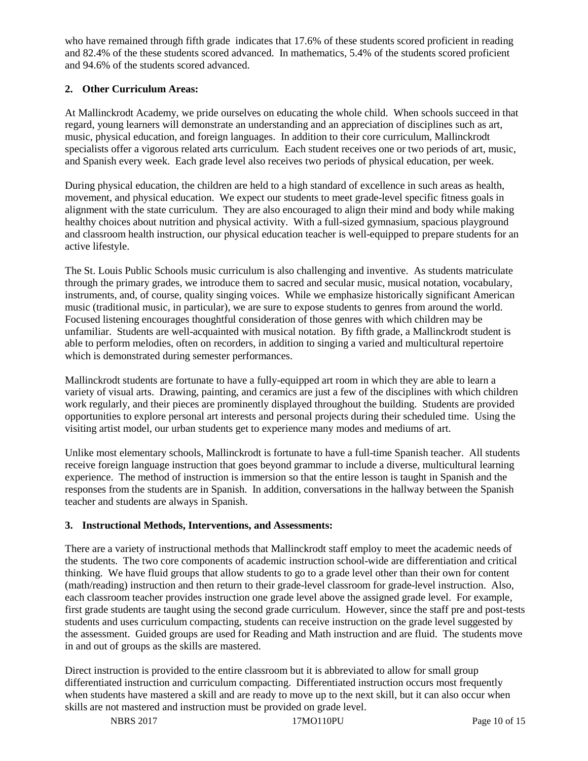who have remained through fifth grade indicates that 17.6% of these students scored proficient in reading and 82.4% of the these students scored advanced. In mathematics, 5.4% of the students scored proficient and 94.6% of the students scored advanced.

**2. Other Curriculum Areas:**

At Mallinckrodt Academy, we pride ourselves on educating the whole child. When schools succeed in that regard, young learners will demonstrate an understanding and an appreciation of disciplines such as art, music, physical education, and foreign languages. In addition to their core curriculum, Mallinckrodt specialists offer a vigorous related arts curriculum. Each student receives one or two periods of art, music, and Spanish every week. Each grade level also receives two periods of physical education, per week.

During physical education, the children are held to a high standard of excellence in such areas as health, movement, and physical education. We expect our students to meet grade-level specific fitness goals in alignment with the state curriculum. They are also encouraged to align their mind and body while making healthy choices about nutrition and physical activity. With a full-sized gymnasium, spacious playground and classroom health instruction, our physical education teacher is well-equipped to prepare students for an active lifestyle.

The St. Louis Public Schools music curriculum is also challenging and inventive. As students matriculate through the primary grades, we introduce them to sacred and secular music, musical notation, vocabulary, instruments, and, of course, quality singing voices. While we emphasize historically significant American music (traditional music, in particular), we are sure to expose students to genres from around the world. Focused listening encourages thoughtful consideration of those genres with which children may be unfamiliar. Students are well-acquainted with musical notation. By fifth grade, a Mallinckrodt student is able to perform melodies, often on recorders, in addition to singing a varied and multicultural repertoire which is demonstrated during semester performances.

Mallinckrodt students are fortunate to have a fully-equipped art room in which they are able to learn a variety of visual arts. Drawing, painting, and ceramics are just a few of the disciplines with which children work regularly, and their pieces are prominently displayed throughout the building. Students are provided opportunities to explore personal art interests and personal projects during their scheduled time. Using the visiting artist model, our urban students get to experience many modes and mediums of art.

Unlike most elementary schools, Mallinckrodt is fortunate to have a full-time Spanish teacher. All students receive foreign language instruction that goes beyond grammar to include a diverse, multicultural learning experience. The method of instruction is immersion so that the entire lesson is taught in Spanish and the responses from the students are in Spanish. In addition, conversations in the hallway between the Spanish teacher and students are always in Spanish.

**3. Instructional Methods, Interventions, and Assessments:**

There are a variety of instructional methods that Mallinckrodt staff employ to meet the academic needs of the students. The two core components of academic instruction school-wide are differentiation and critical thinking. We have fluid groups that allow students to go to a grade level other than their own for content (math/reading) instruction and then return to their grade-level classroom for grade-level instruction. Also, each classroom teacher provides instruction one grade level above the assigned grade level. For example, first grade students are taught using the second grade curriculum. However, since the staff pre and post-tests students and uses curriculum compacting, students can receive instruction on the grade level suggested by the assessment. Guided groups are used for Reading and Math instruction and are fluid. The students move in and out of groups as the skills are mastered.

Direct instruction is provided to the entire classroom but it is abbreviated to allow for small group differentiated instruction and curriculum compacting. Differentiated instruction occurs most frequently when students have mastered a skill and are ready to move up to the next skill, but it can also occur when skills are not mastered and instruction must be provided on grade level.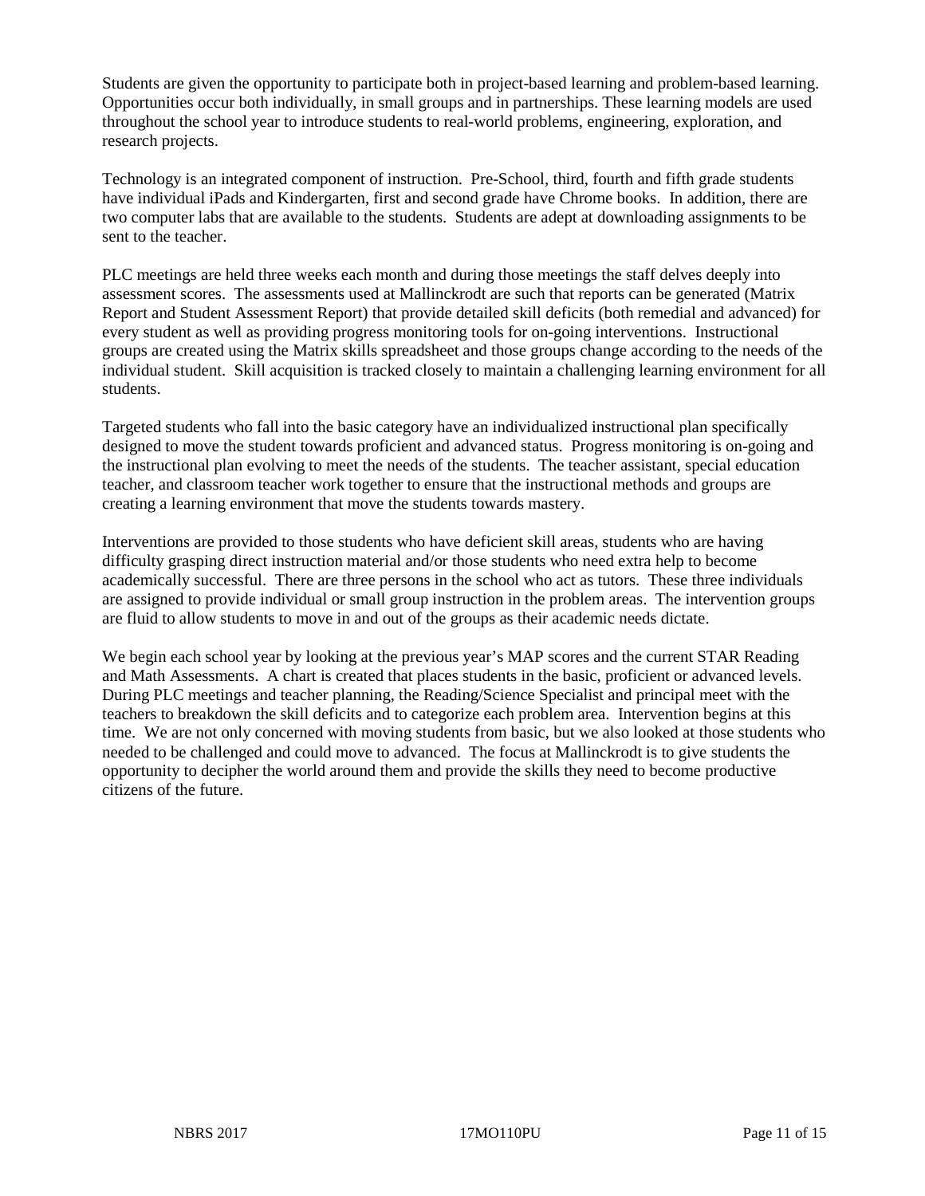Students are given the opportunity to participate both in project-based learning and problem-based learning. Opportunities occur both individually, in small groups and in partnerships. These learning models are used throughout the school year to introduce students to real-world problems, engineering, exploration, and research projects.

Technology is an integrated component of instruction. Pre-School, third, fourth and fifth grade students have individual iPads and Kindergarten, first and second grade have Chrome books. In addition, there are two computer labs that are available to the students. Students are adept at downloading assignments to be sent to the teacher.

PLC meetings are held three weeks each month and during those meetings the staff delves deeply into assessment scores. The assessments used at Mallinckrodt are such that reports can be generated (Matrix Report and Student Assessment Report) that provide detailed skill deficits (both remedial and advanced) for every student as well as providing progress monitoring tools for on-going interventions. Instructional groups are created using the Matrix skills spreadsheet and those groups change according to the needs of the individual student. Skill acquisition is tracked closely to maintain a challenging learning environment for all students.

Targeted students who fall into the basic category have an individualized instructional plan specifically designed to move the student towards proficient and advanced status. Progress monitoring is on-going and the instructional plan evolving to meet the needs of the students. The teacher assistant, special education teacher, and classroom teacher work together to ensure that the instructional methods and groups are creating a learning environment that move the students towards mastery.

Interventions are provided to those students who have deficient skill areas, students who are having difficulty grasping direct instruction material and/or those students who need extra help to become academically successful. There are three persons in the school who act as tutors. These three individuals are assigned to provide individual or small group instruction in the problem areas. The intervention groups are fluid to allow students to move in and out of the groups as their academic needs dictate.

We begin each school year by looking at the previous year's MAP scores and the current STAR Reading and Math Assessments. A chart is created that places students in the basic, proficient or advanced levels. During PLC meetings and teacher planning, the Reading/Science Specialist and principal meet with the teachers to breakdown the skill deficits and to categorize each problem area. Intervention begins at this time. We are not only concerned with moving students from basic, but we also looked at those students who needed to be challenged and could move to advanced. The focus at Mallinckrodt is to give students the opportunity to decipher the world around them and provide the skills they need to become productive citizens of the future.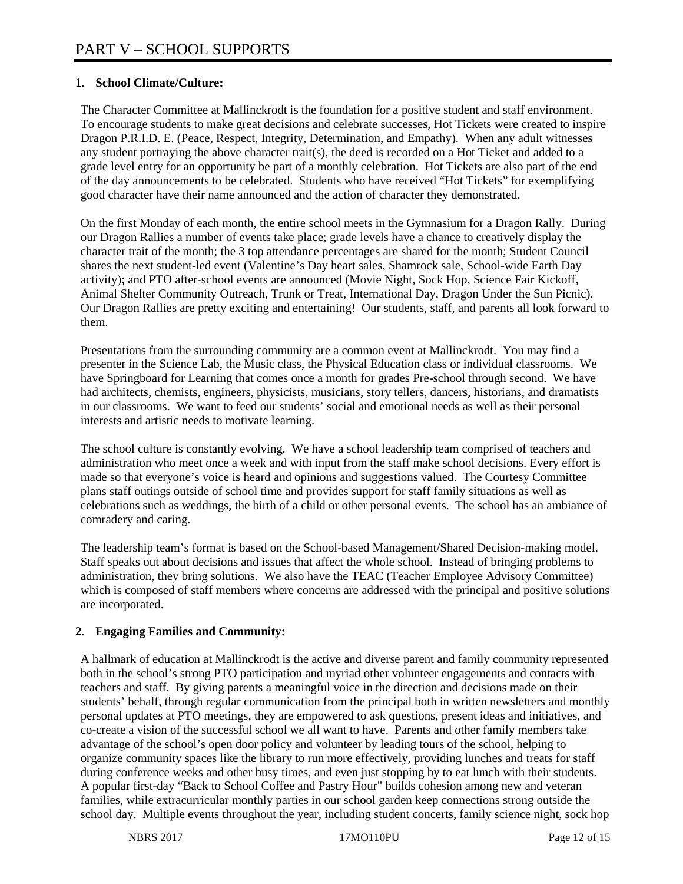# PART V – SCHOOL SUPPORTS

**1. School Climate/Culture:**

The Character Committee at Mallinckrodt is the foundation for a positive student and staff environment. To encourage students to make great decisions and celebrate successes, Hot Tickets were created to inspire Dragon P.R.I.D. E. (Peace, Respect, Integrity, Determination, and Empathy). When any adult witnesses any student portraying the above character trait(s), the deed is recorded on a Hot Ticket and added to a grade level entry for an opportunity be part of a monthly celebration. Hot Tickets are also part of the end of the day announcements to be celebrated. Students who have received "Hot Tickets" for exemplifying good character have their name announced and the action of character they demonstrated.

On the first Monday of each month, the entire school meets in the Gymnasium for a Dragon Rally. During our Dragon Rallies a number of events take place; grade levels have a chance to creatively display the character trait of the month; the 3 top attendance percentages are shared for the month; Student Council shares the next student-led event (Valentine's Day heart sales, Shamrock sale, School-wide Earth Day activity); and PTO after-school events are announced (Movie Night, Sock Hop, Science Fair Kickoff, Animal Shelter Community Outreach, Trunk or Treat, International Day, Dragon Under the Sun Picnic). Our Dragon Rallies are pretty exciting and entertaining! Our students, staff, and parents all look forward to them.

Presentations from the surrounding community are a common event at Mallinckrodt. You may find a presenter in the Science Lab, the Music class, the Physical Education class or individual classrooms. We have Springboard for Learning that comes once a month for grades Pre-school through second. We have had architects, chemists, engineers, physicists, musicians, story tellers, dancers, historians, and dramatists in our classrooms. We want to feed our students' social and emotional needs as well as their personal interests and artistic needs to motivate learning.

The school culture is constantly evolving. We have a school leadership team comprised of teachers and administration who meet once a week and with input from the staff make school decisions. Every effort is made so that everyone's voice is heard and opinions and suggestions valued. The Courtesy Committee plans staff outings outside of school time and provides support for staff family situations as well as celebrations such as weddings, the birth of a child or other personal events. The school has an ambiance of comradery and caring.

The leadership team's format is based on the School-based Management/Shared Decision-making model. Staff speaks out about decisions and issues that affect the whole school. Instead of bringing problems to administration, they bring solutions. We also have the TEAC (Teacher Employee Advisory Committee) which is composed of staff members where concerns are addressed with the principal and positive solutions are incorporated.

**2. Engaging Families and Community:**

A hallmark of education at Mallinckrodt is the active and diverse parent and family community represented both in the school's strong PTO participation and myriad other volunteer engagements and contacts with teachers and staff. By giving parents a meaningful voice in the direction and decisions made on their students' behalf, through regular communication from the principal both in written newsletters and monthly personal updates at PTO meetings, they are empowered to ask questions, present ideas and initiatives, and co-create a vision of the successful school we all want to have. Parents and other family members take advantage of the school's open door policy and volunteer by leading tours of the school, helping to organize community spaces like the library to run more effectively, providing lunches and treats for staff during conference weeks and other busy times, and even just stopping by to eat lunch with their students. A popular first-day "Back to School Coffee and Pastry Hour" builds cohesion among new and veteran families, while extracurricular monthly parties in our school garden keep connections strong outside the school day. Multiple events throughout the year, including student concerts, family science night, sock hop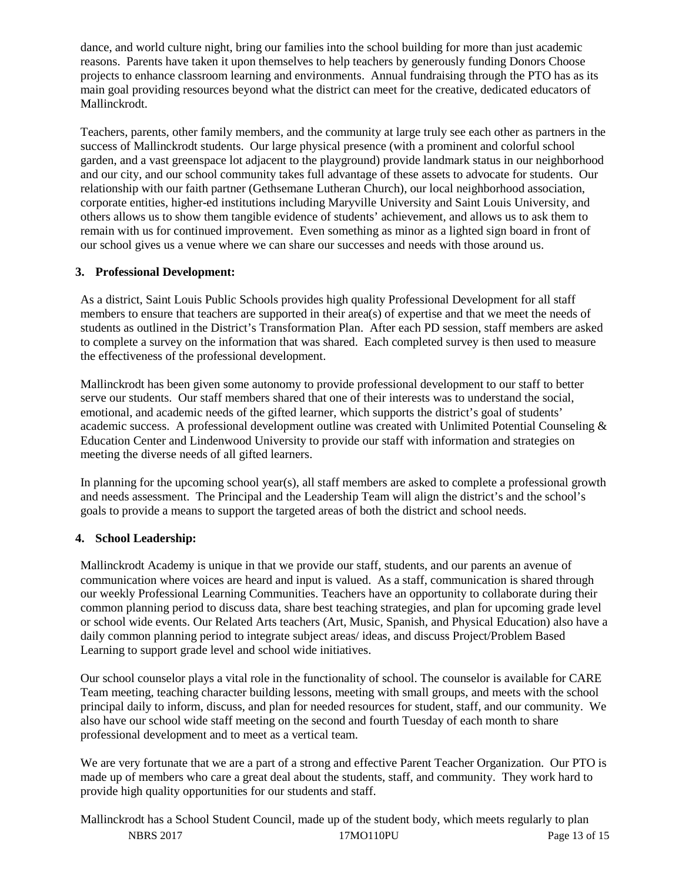dance, and world culture night, bring our families into the school building for more than just academic reasons. Parents have taken it upon themselves to help teachers by generously funding Donors Choose projects to enhance classroom learning and environments. Annual fundraising through the PTO has as its main goal providing resources beyond what the district can meet for the creative, dedicated educators of Mallinckrodt.

Teachers, parents, other family members, and the community at large truly see each other as partners in the success of Mallinckrodt students. Our large physical presence (with a prominent and colorful school garden, and a vast greenspace lot adjacent to the playground) provide landmark status in our neighborhood and our city, and our school community takes full advantage of these assets to advocate for students. Our relationship with our faith partner (Gethsemane Lutheran Church), our local neighborhood association, corporate entities, higher-ed institutions including Maryville University and Saint Louis University, and others allows us to show them tangible evidence of students' achievement, and allows us to ask them to remain with us for continued improvement. Even something as minor as a lighted sign board in front of our school gives us a venue where we can share our successes and needs with those around us.

**3. Professional Development:**

As a district, Saint Louis Public Schools provides high quality Professional Development for all staff members to ensure that teachers are supported in their area(s) of expertise and that we meet the needs of students as outlined in the District's Transformation Plan. After each PD session, staff members are asked to complete a survey on the information that was shared. Each completed survey is then used to measure the effectiveness of the professional development.

Mallinckrodt has been given some autonomy to provide professional development to our staff to better serve our students. Our staff members shared that one of their interests was to understand the social, emotional, and academic needs of the gifted learner, which supports the district's goal of students' academic success. A professional development outline was created with Unlimited Potential Counseling & Education Center and Lindenwood University to provide our staff with information and strategies on meeting the diverse needs of all gifted learners.

In planning for the upcoming school year(s), all staff members are asked to complete a professional growth and needs assessment. The Principal and the Leadership Team will align the district's and the school's goals to provide a means to support the targeted areas of both the district and school needs.

**4. School Leadership:**

Mallinckrodt Academy is unique in that we provide our staff, students, and our parents an avenue of communication where voices are heard and input is valued. As a staff, communication is shared through our weekly Professional Learning Communities. Teachers have an opportunity to collaborate during their common planning period to discuss data, share best teaching strategies, and plan for upcoming grade level or school wide events. Our Related Arts teachers (Art, Music, Spanish, and Physical Education) also have a daily common planning period to integrate subject areas/ ideas, and discuss Project/Problem Based Learning to support grade level and school wide initiatives.

Our school counselor plays a vital role in the functionality of school. The counselor is available for CARE Team meeting, teaching character building lessons, meeting with small groups, and meets with the school principal daily to inform, discuss, and plan for needed resources for student, staff, and our community. We also have our school wide staff meeting on the second and fourth Tuesday of each month to share professional development and to meet as a vertical team.

We are very fortunate that we are a part of a strong and effective Parent Teacher Organization. Our PTO is made up of members who care a great deal about the students, staff, and community. They work hard to provide high quality opportunities for our students and staff.

Mallinckrodt has a School Student Council, made up of the student body, which meets regularly to plan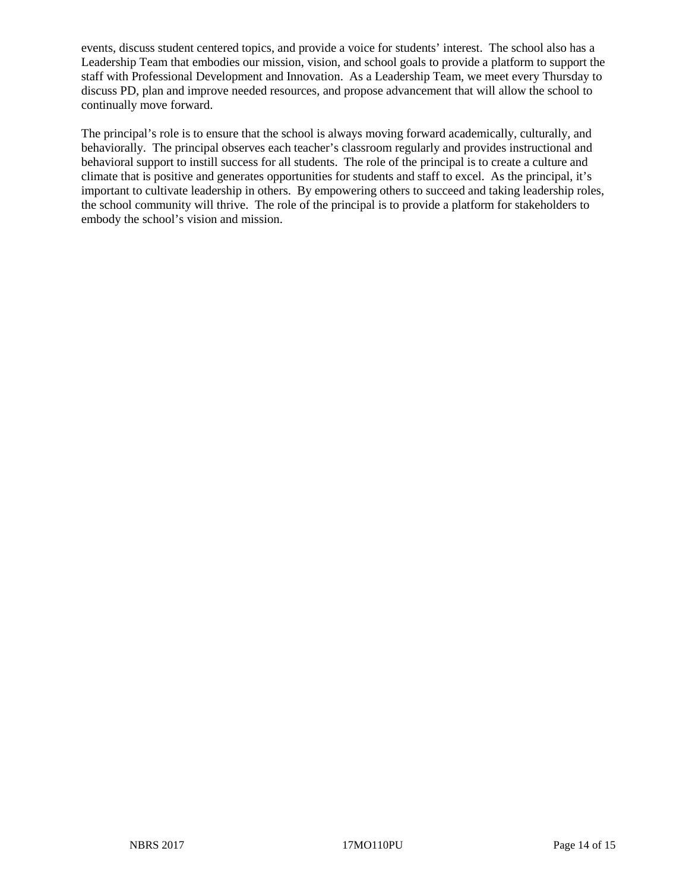events, discuss student centered topics, and provide a voice for students' interest. The school also has a Leadership Team that embodies our mission, vision, and school goals to provide a platform to support the staff with Professional Development and Innovation. As a Leadership Team, we meet every Thursday to discuss PD, plan and improve needed resources, and propose advancement that will allow the school to continually move forward.

The principal's role is to ensure that the school is always moving forward academically, culturally, and behaviorally. The principal observes each teacher's classroom regularly and provides instructional and behavioral support to instill success for all students. The role of the principal is to create a culture and climate that is positive and generates opportunities for students and staff to excel. As the principal, it's important to cultivate leadership in others. By empowering others to succeed and taking leadership roles, the school community will thrive. The role of the principal is to provide a platform for stakeholders to embody the school's vision and mission.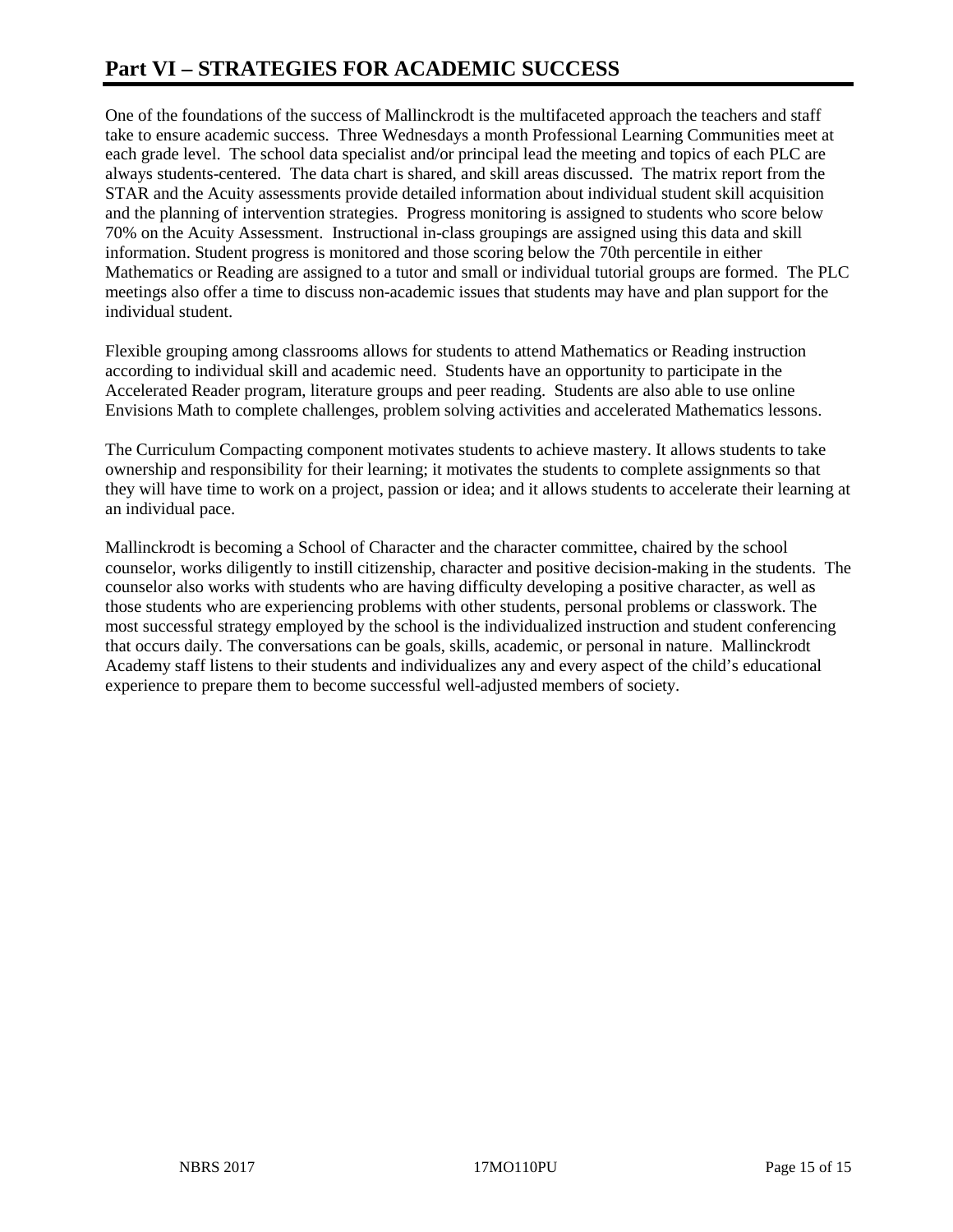# Part VI – STRATEGIES FOR ACADEMIC SUCCESS

One of the foundations of the success of Mallinckrodt is the multifaceted approach the teachers and staff take to ensure academic success. Three Wednesdays a month Professional Learning Communities meet at each grade level. The school data specialist and/or principal lead the meeting and topics of each PLC are always students-centered. The data chart is shared, and skill areas discussed. The matrix report from the STAR and the Acuity assessments provide detailed information about individual student skill acquisition and the planning of intervention strategies. Progress monitoring is assigned to students who score below 70% on the Acuity Assessment. Instructional in-class groupings are assigned using this data and skill information. Student progress is monitored and those scoring below the 70th percentile in either Mathematics or Reading are assigned to a tutor and small or individual tutorial groups are formed. The PLC meetings also offer a time to discuss non-academic issues that students may have and plan support for the individual student.

Flexible grouping among classrooms allows for students to attend Mathematics or Reading instruction according to individual skill and academic need. Students have an opportunity to participate in the Accelerated Reader program, literature groups and peer reading. Students are also able to use online Envisions Math to complete challenges, problem solving activities and accelerated Mathematics lessons.

The Curriculum Compacting component motivates students to achieve mastery. It allows students to take ownership and responsibility for their learning; it motivates the students to complete assignments so that they will have time to work on a project, passion or idea; and it allows students to accelerate their learning at an individual pace.

Mallinckrodt is becoming a School of Character and the character committee, chaired by the school counselor, works diligently to instill citizenship, character and positive decision-making in the students. The counselor also works with students who are having difficulty developing a positive character, as well as those students who are experiencing problems with other students, personal problems or classwork. The most successful strategy employed by the school is the individualized instruction and student conferencing that occurs daily. The conversations can be goals, skills, academic, or personal in nature. Mallinckrodt Academy staff listens to their students and individualizes any and every aspect of the child's educational experience to prepare them to become successful well-adjusted members of society.